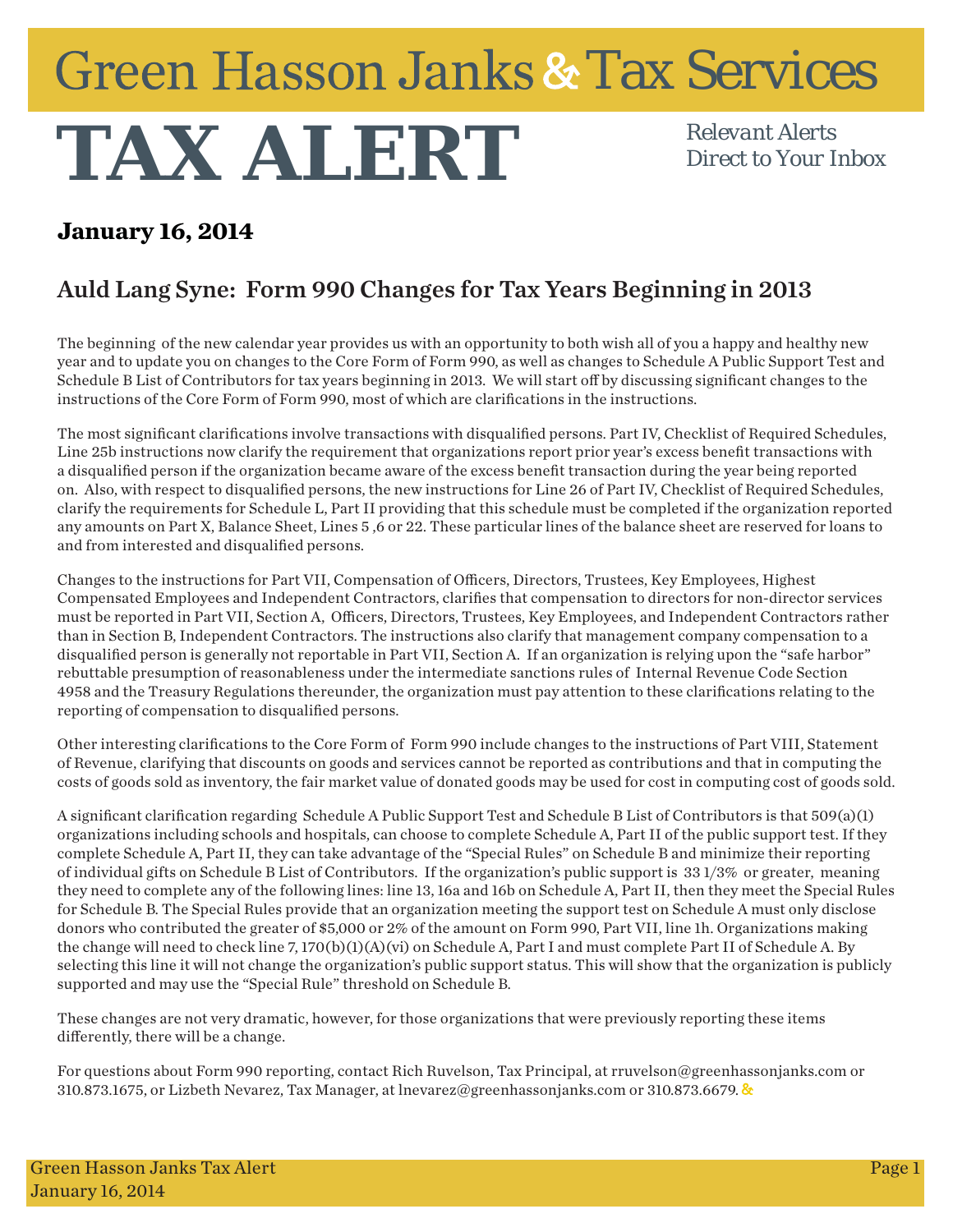# Green Hasson Janks & Tax Services

# TAX ALERT

*Relevant Alerts Direct to Your Inbox*

**January 16, 2014**

## Auld Lang Syne: Form 990 Changes for Tax Years Beginning in 2013

The beginning of the new calendar year provides us with an opportunity to both wish all of you a happy and healthy new year and to update you on changes to the Core Form of Form 990, as well as changes to Schedule A Public Support Test and Schedule B List of Contributors for tax years beginning in 2013. We will start off by discussing significant changes to the instructions of the Core Form of Form 990, most of which are clarifications in the instructions.

The most significant clarifications involve transactions with disqualified persons. Part IV, Checklist of Required Schedules, Line 25b instructions now clarify the requirement that organizations report prior year's excess benefit transactions with a disqualified person if the organization became aware of the excess benefit transaction during the year being reported on. Also, with respect to disqualified persons, the new instructions for Line 26 of Part IV, Checklist of Required Schedules, clarify the requirements for Schedule L, Part II providing that this schedule must be completed if the organization reported any amounts on Part X, Balance Sheet, Lines 5 ,6 or 22. These particular lines of the balance sheet are reserved for loans to and from interested and disqualified persons.

Changes to the instructions for Part VII, Compensation of Officers, Directors, Trustees, Key Employees, Highest Compensated Employees and Independent Contractors, clarifies that compensation to directors for non-director services must be reported in Part VII, Section A, Officers, Directors, Trustees, Key Employees, and Independent Contractors rather than in Section B, Independent Contractors. The instructions also clarify that management company compensation to a disqualified person is generally not reportable in Part VII, Section A. If an organization is relying upon the "safe harbor" rebuttable presumption of reasonableness under the intermediate sanctions rules of Internal Revenue Code Section 4958 and the Treasury Regulations thereunder, the organization must pay attention to these clarifications relating to the reporting of compensation to disqualified persons.

Other interesting clarifications to the Core Form of Form 990 include changes to the instructions of Part VIII, Statement of Revenue, clarifying that discounts on goods and services cannot be reported as contributions and that in computing the costs of goods sold as inventory, the fair market value of donated goods may be used for cost in computing cost of goods sold.

A significant clarification regarding Schedule A Public Support Test and Schedule B List of Contributors is that 509(a)(1) organizations including schools and hospitals, can choose to complete Schedule A, Part II of the public support test. If they complete Schedule A, Part II, they can take advantage of the "Special Rules" on Schedule B and minimize their reporting of individual gifts on Schedule B List of Contributors. If the organization's public support is 33 1/3% or greater, meaning they need to complete any of the following lines: line 13, 16a and 16b on Schedule A, Part II, then they meet the Special Rules for Schedule B. The Special Rules provide that an organization meeting the support test on Schedule A must only disclose donors who contributed the greater of $5,000 or 2% of the amount on Form 990, Part VII, line 1h. Organizations making the change will need to check line 7, 170(b)(1)(A)(vi) on Schedule A, Part I and must complete Part II of Schedule A. By selecting this line it will not change the organization's public support status. This will show that the organization is publicly supported and may use the "Special Rule" threshold on Schedule B.

These changes are not very dramatic, however, for those organizations that were previously reporting these items differently, there will be a change.

For questions about Form 990 reporting, contact Rich Ruvelson, Tax Principal, at rruvelson@greenhassonjanks.com or 310.873.1675, or Lizbeth Nevarez, Tax Manager, at lnevarez@greenhassonjanks.com or 310.873.6679. &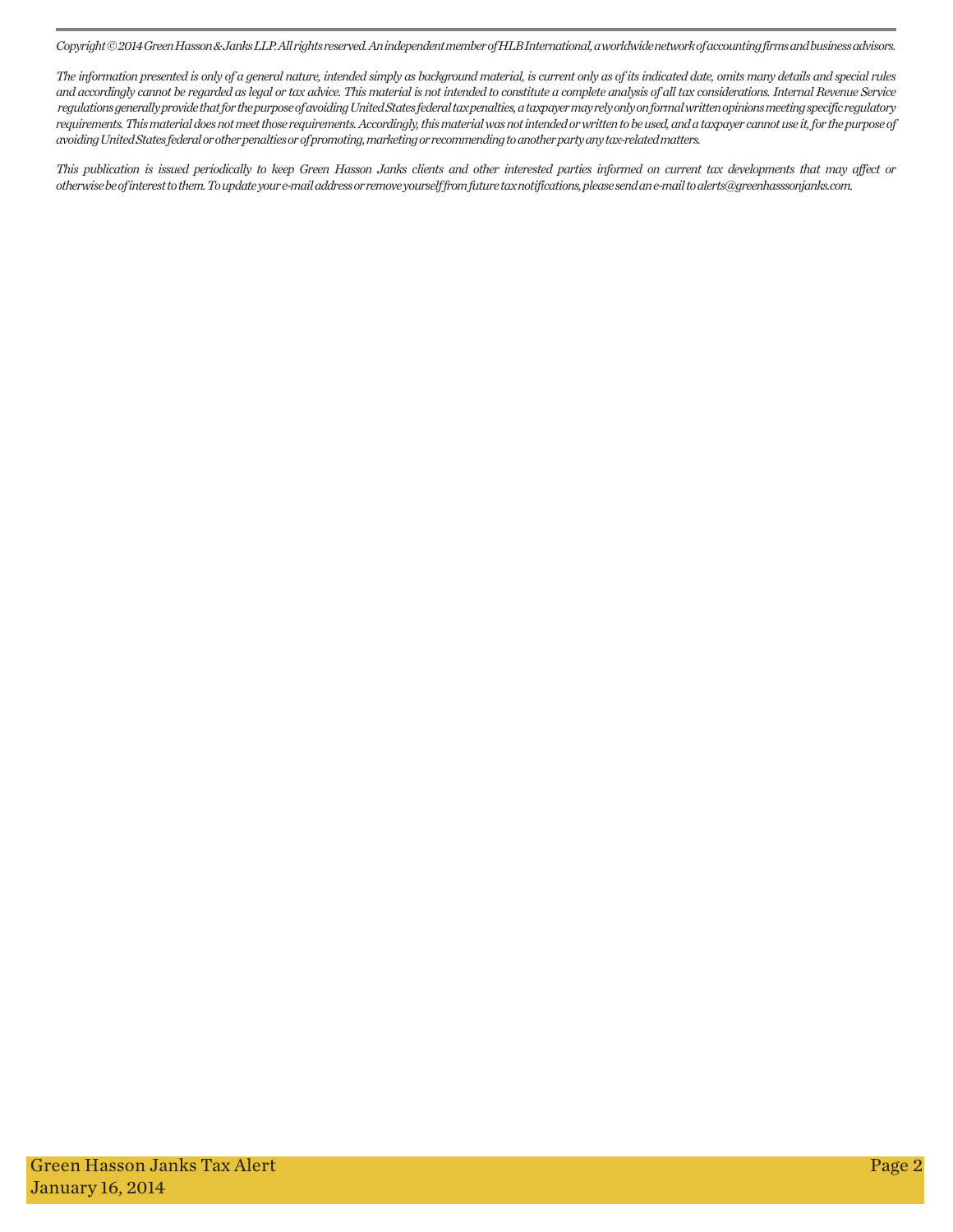*Copyright © 2014 Green Hasson & Janks LLP. All rights reserved. An independent member of HLB International, a worldwide network of accounting firms and business advisors.*

*The information presented is only of a general nature, intended simply as background material, is current only as of its indicated date, omits many details and special rules and accordingly cannot be regarded as legal or tax advice. This material is not intended to constitute a complete analysis of all tax considerations. Internal Revenue Service regulations generally provide that for the purpose of avoiding United States federal tax penalties, a taxpayer may rely only on formal written opinions meeting specific regulatory requirements. This material does not meet those requirements. Accordingly, this material was not intended or written to be used, and a taxpayer cannot use it, for the purpose of avoiding United States federal or other penalties or of promoting, marketing or recommending to another party any tax-related matters.*

*This publication is issued periodically to keep Green Hasson Janks clients and other interested parties informed on current tax developments that may affect or otherwise be of interest to them. To update your e-mail address or remove yourself from future tax notifications, please send an e-mail to alerts@greenhasssonjanks.com.*